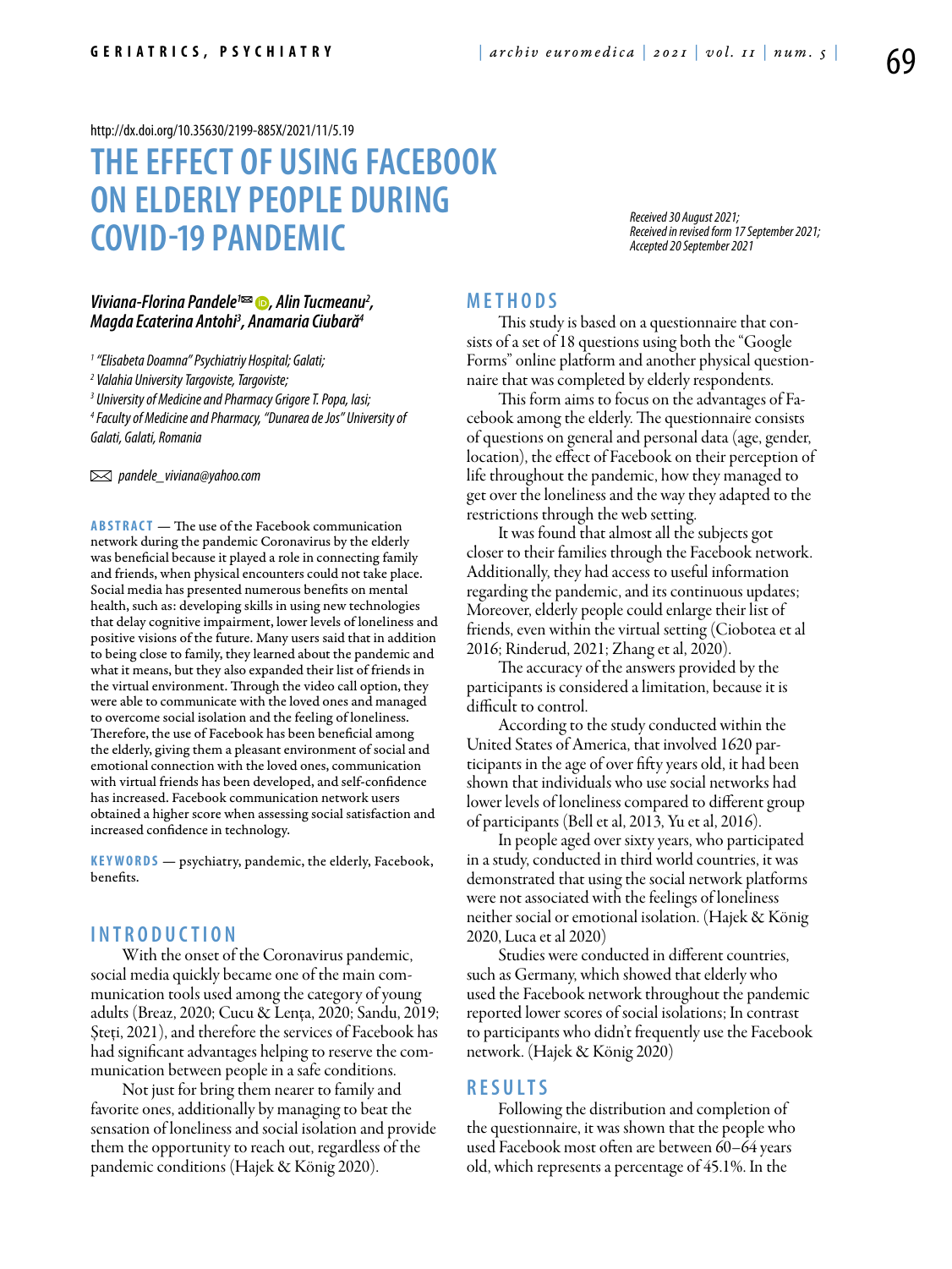http://dx.doi.org/10.35630/2199-885X/2021/11/5.19

# THE EFFECT OF USING FACEBOOK ON ELDERLY PEOPLE DURING COVID-19 PANDEMIC

*Received 30 August 2021;*
*Received in revised form 17 September 2021;*
*Accepted 20 September 2021*

***Viviana-Florina Pandele[1✉], Alin Tucmeanu[2], Magda Ecaterina Antohi[3], Anamaria Ciubară[4]***

*[1] "Elisabeta Doamna" Psychiatriy Hospital; Galati;*
*[2] Valahia University Targoviste, Targoviste;*
*[3] University of Medicine and Pharmacy Grigore T. Popa, Iasi;*
*[4] Faculty of Medicine and Pharmacy, "Dunarea de Jos" University of Galati, Galati, Romania*

✉ *pandele_viviana@yahoo.com*

**ABSTRACT** — The use of the Facebook communication network during the pandemic Coronavirus by the elderly was beneficial because it played a role in connecting family and friends, when physical encounters could not take place. Social media has presented numerous benefits on mental health, such as: developing skills in using new technologies that delay cognitive impairment, lower levels of loneliness and positive visions of the future. Many users said that in addition to being close to family, they learned about the pandemic and what it means, but they also expanded their list of friends in the virtual environment. Through the video call option, they were able to communicate with the loved ones and managed to overcome social isolation and the feeling of loneliness. Therefore, the use of Facebook has been beneficial among the elderly, giving them a pleasant environment of social and emotional connection with the loved ones, communication with virtual friends has been developed, and self-confidence has increased. Facebook communication network users obtained a higher score when assessing social satisfaction and increased confidence in technology.

**KEYWORDS** — psychiatry, pandemic, the elderly, Facebook, benefits.

## INTRODUCTION

With the onset of the Coronavirus pandemic, social media quickly became one of the main communication tools used among the category of young adults (Breaz, 2020; Cucu & Lența, 2020; Sandu, 2019; Șteți, 2021), and therefore the services of Facebook has had significant advantages helping to reserve the communication between people in a safe conditions.

Not just for bring them nearer to family and favorite ones, additionally by managing to beat the sensation of loneliness and social isolation and provide them the opportunity to reach out, regardless of the pandemic conditions (Hajek & König 2020).

## METHODS

This study is based on a questionnaire that consists of a set of 18 questions using both the "Google Forms" online platform and another physical questionnaire that was completed by elderly respondents.

This form aims to focus on the advantages of Facebook among the elderly. The questionnaire consists of questions on general and personal data (age, gender, location), the effect of Facebook on their perception of life throughout the pandemic, how they managed to get over the loneliness and the way they adapted to the restrictions through the web setting.

It was found that almost all the subjects got closer to their families through the Facebook network. Additionally, they had access to useful information regarding the pandemic, and its continuous updates; Moreover, elderly people could enlarge their list of friends, even within the virtual setting (Ciobotea et al 2016; Rinderud, 2021; Zhang et al, 2020).

The accuracy of the answers provided by the participants is considered a limitation, because it is difficult to control.

According to the study conducted within the United States of America, that involved 1620 participants in the age of over fifty years old, it had been shown that individuals who use social networks had lower levels of loneliness compared to different group of participants (Bell et al, 2013, Yu et al, 2016).

In people aged over sixty years, who participated in a study, conducted in third world countries, it was demonstrated that using the social network platforms were not associated with the feelings of loneliness neither social or emotional isolation. (Hajek & König 2020, Luca et al 2020)

Studies were conducted in different countries, such as Germany, which showed that elderly who used the Facebook network throughout the pandemic reported lower scores of social isolations; In contrast to participants who didn't frequently use the Facebook network. (Hajek & König 2020)

## RESULTS

Following the distribution and completion of the questionnaire, it was shown that the people who used Facebook most often are between 60–64 years old, which represents a percentage of 45.1%. In the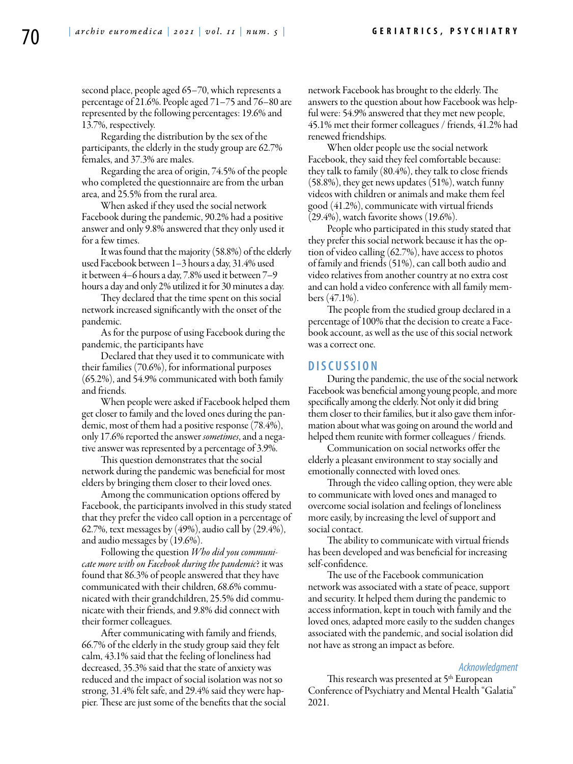second place, people aged 65–70, which represents a percentage of 21.6%. People aged 71–75 and 76–80 are represented by the following percentages: 19.6% and 13.7%, respectively.

Regarding the distribution by the sex of the participants, the elderly in the study group are 62.7% females, and 37.3% are males.

Regarding the area of origin, 74.5% of the people who completed the questionnaire are from the urban area, and 25.5% from the rural area.

When asked if they used the social network Facebook during the pandemic, 90.2% had a positive answer and only 9.8% answered that they only used it for a few times.

It was found that the majority (58.8%) of the elderly used Facebook between 1–3 hours a day, 31.4% used it between 4–6 hours a day, 7.8% used it between 7–9 hours a day and only 2% utilized it for 30 minutes a day.

They declared that the time spent on this social network increased significantly with the onset of the pandemic.

As for the purpose of using Facebook during the pandemic, the participants have

Declared that they used it to communicate with their families (70.6%), for informational purposes (65.2%), and 54.9% communicated with both family and friends.

When people were asked if Facebook helped them get closer to family and the loved ones during the pandemic, most of them had a positive response (78.4%), only 17.6% reported the answer *sometimes*, and a negative answer was represented by a percentage of 3.9%.

This question demonstrates that the social network during the pandemic was beneficial for most elders by bringing them closer to their loved ones.

Among the communication options offered by Facebook, the participants involved in this study stated that they prefer the video call option in a percentage of 62.7%, text messages by (49%), audio call by (29.4%), and audio messages by (19.6%).

Following the question *Who did you communicate more with on Facebook during the pandemic*? it was found that 86.3% of people answered that they have communicated with their children, 68.6% communicated with their grandchildren, 25.5% did communicate with their friends, and 9.8% did connect with their former colleagues.

After communicating with family and friends, 66.7% of the elderly in the study group said they felt calm, 43.1% said that the feeling of loneliness had decreased, 35.3% said that the state of anxiety was reduced and the impact of social isolation was not so strong, 31.4% felt safe, and 29.4% said they were happier. These are just some of the benefits that the social network Facebook has brought to the elderly. The answers to the question about how Facebook was helpful were: 54.9% answered that they met new people, 45.1% met their former colleagues / friends, 41.2% had renewed friendships.

When older people use the social network Facebook, they said they feel comfortable because: they talk to family (80.4%), they talk to close friends (58.8%), they get news updates (51%), watch funny videos with children or animals and make them feel good (41.2%), communicate with virtual friends (29.4%), watch favorite shows (19.6%).

People who participated in this study stated that they prefer this social network because it has the option of video calling (62.7%), have access to photos of family and friends (51%), can call both audio and video relatives from another country at no extra cost and can hold a video conference with all family members (47.1%).

The people from the studied group declared in a percentage of 100% that the decision to create a Facebook account, as well as the use of this social network was a correct one.

## DISCUSSION

During the pandemic, the use of the social network Facebook was beneficial among young people, and more specifically among the elderly. Not only it did bring them closer to their families, but it also gave them information about what was going on around the world and helped them reunite with former colleagues / friends.

Communication on social networks offer the elderly a pleasant environment to stay socially and emotionally connected with loved ones.

Through the video calling option, they were able to communicate with loved ones and managed to overcome social isolation and feelings of loneliness more easily, by increasing the level of support and social contact.

The ability to communicate with virtual friends has been developed and was beneficial for increasing self-confidence.

The use of the Facebook communication network was associated with a state of peace, support and security. It helped them during the pandemic to access information, kept in touch with family and the loved ones, adapted more easily to the sudden changes associated with the pandemic, and social isolation did not have as strong an impact as before.

### *Acknowledgment*

This research was presented at 5th European Conference of Psychiatry and Mental Health "Galatia" 2021.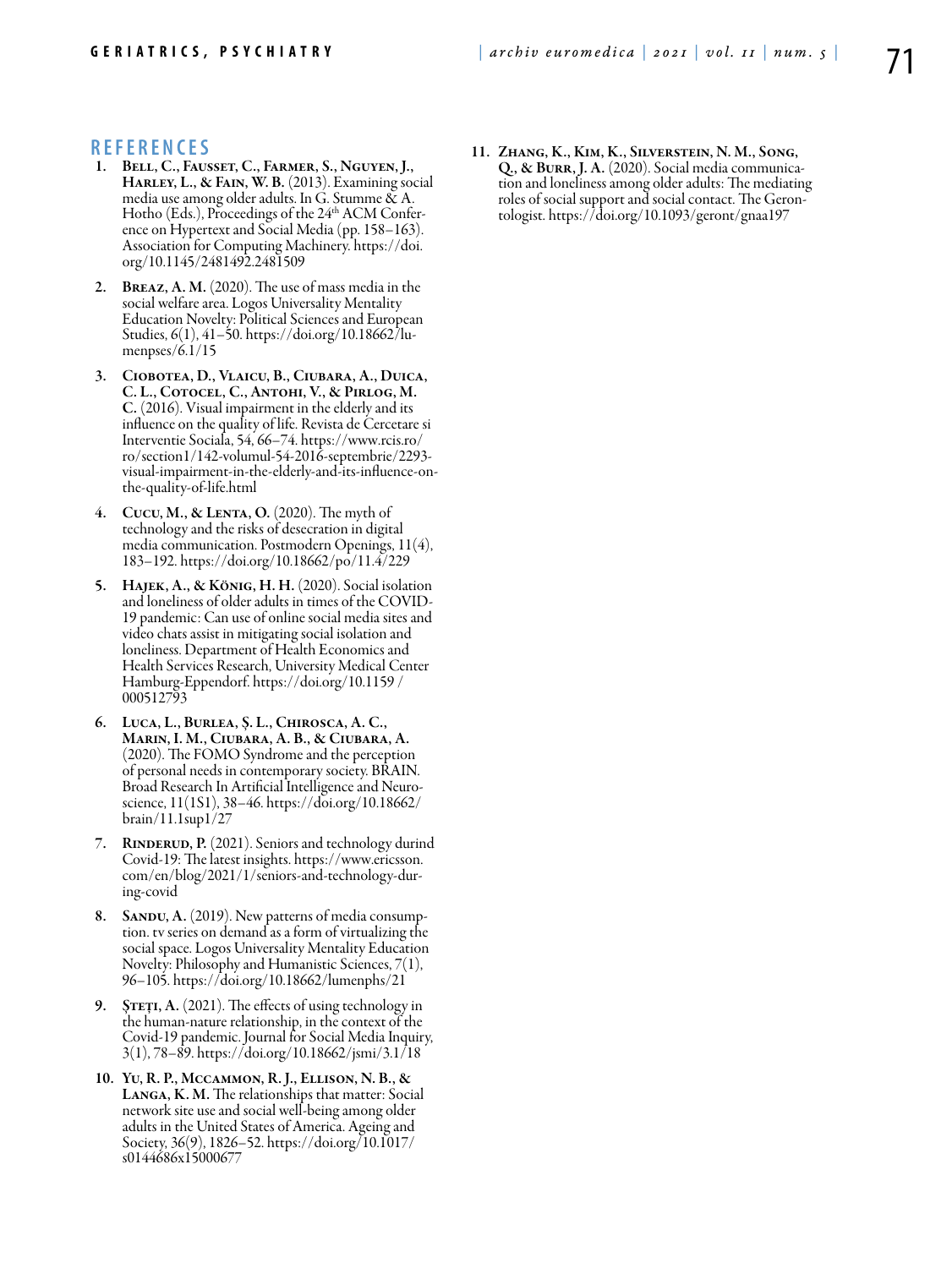## REFERENCES

1. **Bell, C., Fausset, C., Farmer, S., Nguyen, J., Harley, L., & Fain, W. B.** (2013). Examining social media use among older adults. In G. Stumme & A. Hotho (Eds.), Proceedings of the 24th ACM Conference on Hypertext and Social Media (pp. 158–163). Association for Computing Machinery. https://doi.org/10.1145/2481492.2481509

2. **Breaz, A. M.** (2020). The use of mass media in the social welfare area. Logos Universality Mentality Education Novelty: Political Sciences and European Studies, 6(1), 41–50. https://doi.org/10.18662/lumenpses/6.1/15

3. **Ciobotea, D., Vlaicu, B., Ciubara, A., Duica, C. L., Cotocel, C., Antohi, V., & Pirlog, M. C.** (2016). Visual impairment in the elderly and its influence on the quality of life. Revista de Cercetare si Interventie Sociala, 54, 66–74. https://www.rcis.ro/ro/section1/142-volumul-54-2016-septembrie/2293-visual-impairment-in-the-elderly-and-its-influence-on-the-quality-of-life.html

4. **Cucu, M., & Lenta, O.** (2020). The myth of technology and the risks of desecration in digital media communication. Postmodern Openings, 11(4), 183–192. https://doi.org/10.18662/po/11.4/229

5. **Hajek, A., & König, H. H.** (2020). Social isolation and loneliness of older adults in times of the COVID-19 pandemic: Can use of online social media sites and video chats assist in mitigating social isolation and loneliness. Department of Health Economics and Health Services Research, University Medical Center Hamburg-Eppendorf. https://doi.org/10.1159 / 000512793

6. **Luca, L., Burlea, Ș. L., Chirosca, A. C., Marin, I. M., Ciubara, A. B., & Ciubara, A.** (2020). The FOMO Syndrome and the perception of personal needs in contemporary society. BRAIN. Broad Research In Artificial Intelligence and Neuroscience, 11(1S1), 38–46. https://doi.org/10.18662/brain/11.1sup1/27

7. **Rinderud, P.** (2021). Seniors and technology durind Covid-19: The latest insights. https://www.ericsson.com/en/blog/2021/1/seniors-and-technology-during-covid

8. **Sandu, A.** (2019). New patterns of media consumption. tv series on demand as a form of virtualizing the social space. Logos Universality Mentality Education Novelty: Philosophy and Humanistic Sciences, 7(1), 96–105. https://doi.org/10.18662/lumenphs/21

9. **Șteți, A.** (2021). The effects of using technology in the human-nature relationship, in the context of the Covid-19 pandemic. Journal for Social Media Inquiry, 3(1), 78–89. https://doi.org/10.18662/jsmi/3.1/18

10. **Yu, R. P., Mccammon, R. J., Ellison, N. B., & Langa, K. M.** The relationships that matter: Social network site use and social well-being among older adults in the United States of America. Ageing and Society, 36(9), 1826–52. https://doi.org/10.1017/s0144686x15000677

11. **Zhang, K., Kim, K., Silverstein, N. M., Song, Q., & Burr, J. A.** (2020). Social media communication and loneliness among older adults: The mediating roles of social support and social contact. The Gerontologist. https://doi.org/10.1093/geront/gnaa197